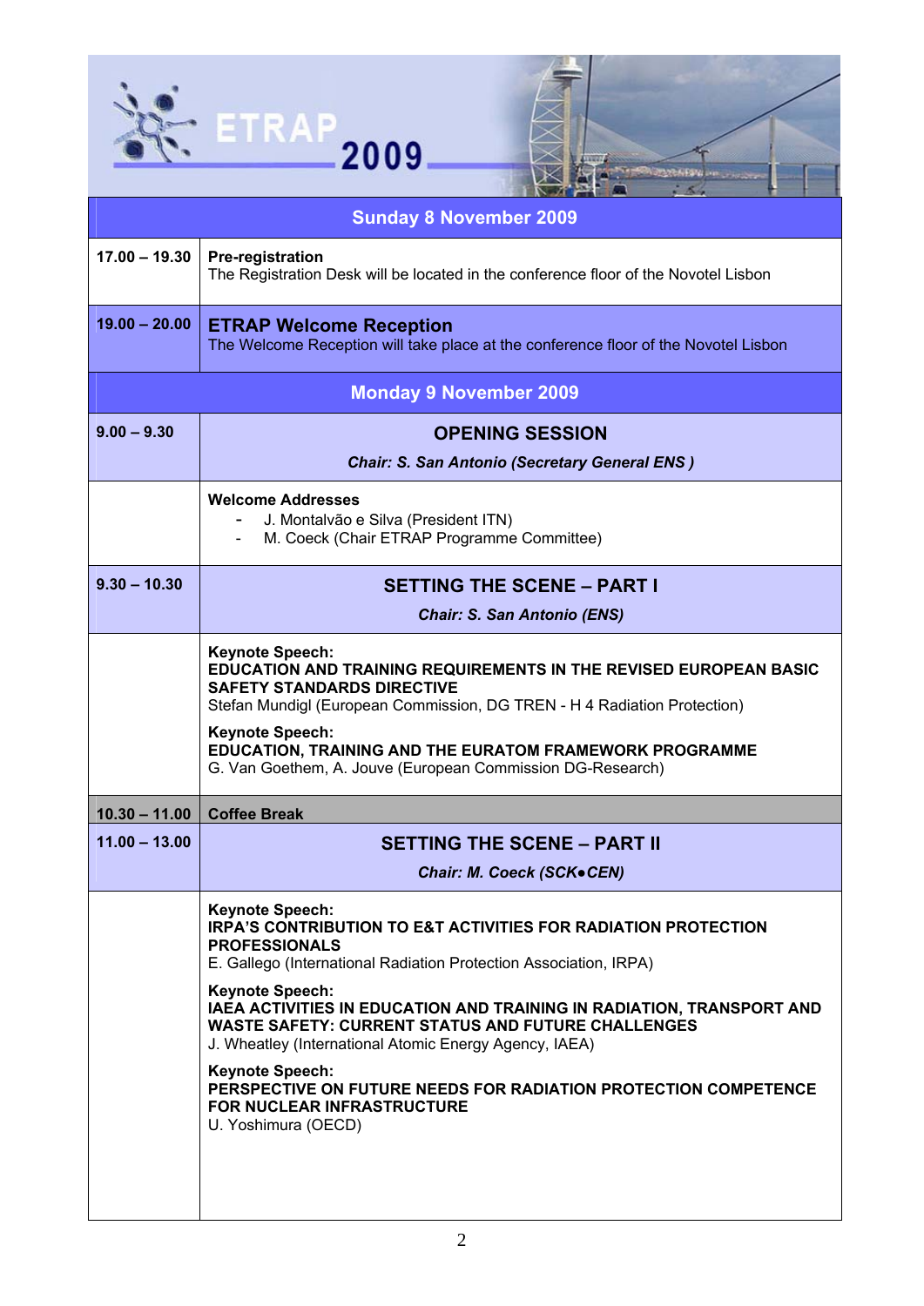# ETRAP 2009

| Sunday 8 November 2009 | |
|---|---|
| **17.00 – 19.30** | **Pre-registration**<br>The Registration Desk will be located in the conference floor of the Novotel Lisbon |
| **19.00 – 20.00** | **ETRAP Welcome Reception**<br>The Welcome Reception will take place at the conference floor of the Novotel Lisbon |

| Monday 9 November 2009 | |
|---|---|
| **9.00 – 9.30** | **OPENING SESSION**<br>***Chair: S. San Antonio (Secretary General ENS )*** |
| | **Welcome Addresses**<br>- J. Montalvão e Silva (President ITN)<br>- M. Coeck (Chair ETRAP Programme Committee) |
| **9.30 – 10.30** | **SETTING THE SCENE – PART I**<br>***Chair: S. San Antonio (ENS)*** |
| | **Keynote Speech:**<br>**EDUCATION AND TRAINING REQUIREMENTS IN THE REVISED EUROPEAN BASIC SAFETY STANDARDS DIRECTIVE**<br>Stefan Mundigl (European Commission, DG TREN - H 4 Radiation Protection)<br><br>**Keynote Speech:**<br>**EDUCATION, TRAINING AND THE EURATOM FRAMEWORK PROGRAMME**<br>G. Van Goethem, A. Jouve (European Commission DG-Research) |
| **10.30 – 11.00** | **Coffee Break** |
| **11.00 – 13.00** | **SETTING THE SCENE – PART II**<br>***Chair: M. Coeck (SCK•CEN)*** |
| | **Keynote Speech:**<br>**IRPA'S CONTRIBUTION TO E&T ACTIVITIES FOR RADIATION PROTECTION PROFESSIONALS**<br>E. Gallego (International Radiation Protection Association, IRPA)<br><br>**Keynote Speech:**<br>**IAEA ACTIVITIES IN EDUCATION AND TRAINING IN RADIATION, TRANSPORT AND WASTE SAFETY: CURRENT STATUS AND FUTURE CHALLENGES**<br>J. Wheatley (International Atomic Energy Agency, IAEA)<br><br>**Keynote Speech:**<br>**PERSPECTIVE ON FUTURE NEEDS FOR RADIATION PROTECTION COMPETENCE FOR NUCLEAR INFRASTRUCTURE**<br>U. Yoshimura (OECD) |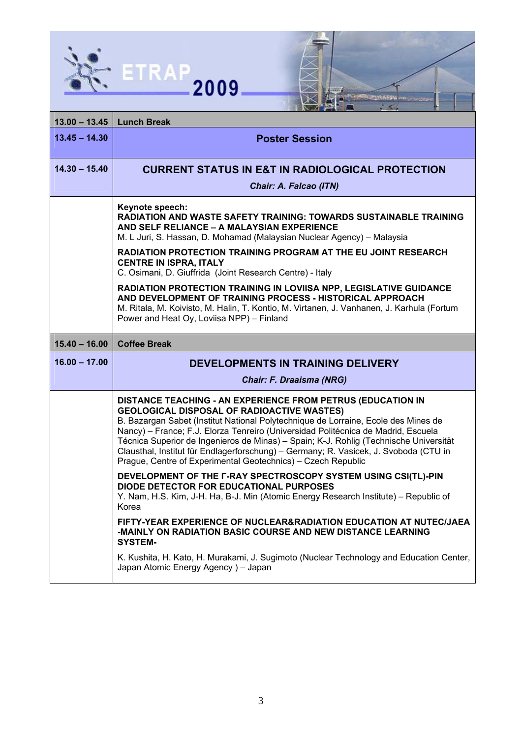| | |
|---|---|
| **13.00 – 13.45** | **Lunch Break** |
| **13.45 – 14.30** | **Poster Session** |
| **14.30 – 15.40** | **CURRENT STATUS IN E&T IN RADIOLOGICAL PROTECTION**<br>***Chair: A. Falcao (ITN)*** |
| | **Keynote speech:**<br>**RADIATION AND WASTE SAFETY TRAINING: TOWARDS SUSTAINABLE TRAINING AND SELF RELIANCE – A MALAYSIAN EXPERIENCE**<br>M. L Juri, S. Hassan, D. Mohamad (Malaysian Nuclear Agency) – Malaysia<br><br>**RADIATION PROTECTION TRAINING PROGRAM AT THE EU JOINT RESEARCH CENTRE IN ISPRA, ITALY**<br>C. Osimani, D. Giuffrida (Joint Research Centre) - Italy<br><br>**RADIATION PROTECTION TRAINING IN LOVIISA NPP, LEGISLATIVE GUIDANCE AND DEVELOPMENT OF TRAINING PROCESS - HISTORICAL APPROACH**<br>M. Ritala, M. Koivisto, M. Halin, T. Kontio, M. Virtanen, J. Vanhanen, J. Karhula (Fortum Power and Heat Oy, Loviisa NPP) – Finland |
| **15.40 – 16.00** | **Coffee Break** |
| **16.00 – 17.00** | **DEVELOPMENTS IN TRAINING DELIVERY**<br>***Chair: F. Draaisma (NRG)*** |
| | **DISTANCE TEACHING - AN EXPERIENCE FROM PETRUS (EDUCATION IN GEOLOGICAL DISPOSAL OF RADIOACTIVE WASTES)**<br>B. Bazargan Sabet (Institut National Polytechnique de Lorraine, Ecole des Mines de Nancy) – France; F.J. Elorza Tenreiro (Universidad Politécnica de Madrid, Escuela Técnica Superior de Ingenieros de Minas) – Spain; K-J. Rohlig (Technische Universität Clausthal, Institut für Endlagerforschung) – Germany; R. Vasicek, J. Svoboda (CTU in Prague, Centre of Experimental Geotechnics) – Czech Republic<br><br>**DEVELOPMENT OF THE Γ-RAY SPECTROSCOPY SYSTEM USING CSI(TL)-PIN DIODE DETECTOR FOR EDUCATIONAL PURPOSES**<br>Y. Nam, H.S. Kim, J-H. Ha, B-J. Min (Atomic Energy Research Institute) – Republic of Korea<br><br>**FIFTY-YEAR EXPERIENCE OF NUCLEAR&RADIATION EDUCATION AT NUTEC/JAEA -MAINLY ON RADIATION BASIC COURSE AND NEW DISTANCE LEARNING SYSTEM-**<br><br>K. Kushita, H. Kato, H. Murakami, J. Sugimoto (Nuclear Technology and Education Center, Japan Atomic Energy Agency ) – Japan |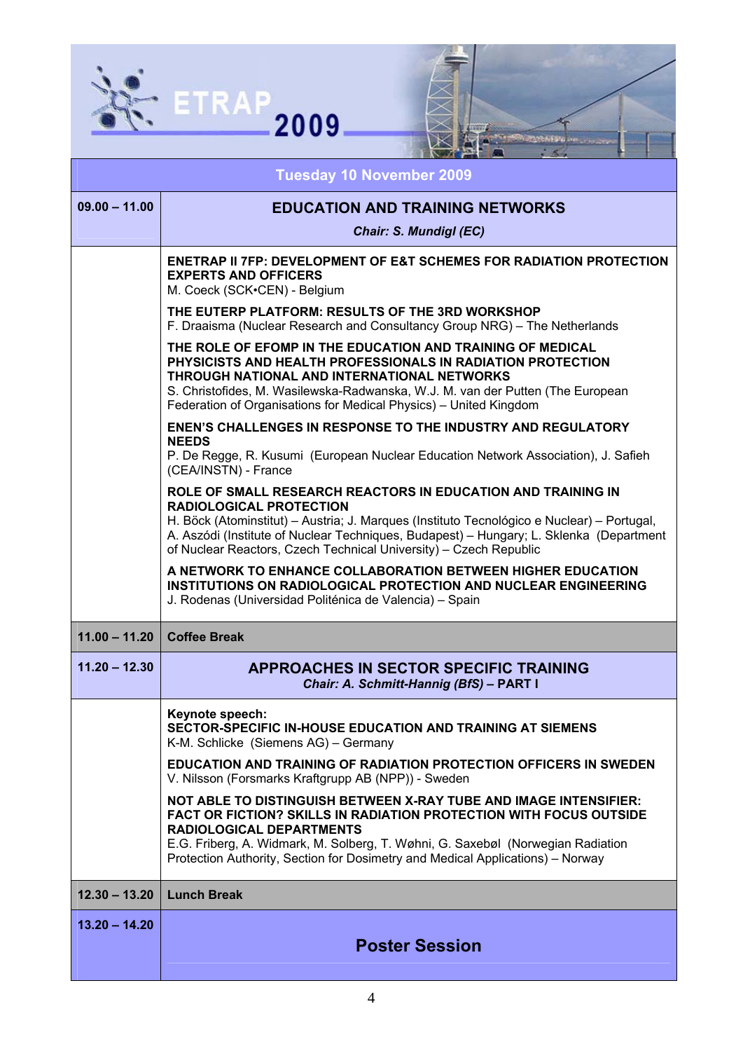# ETRAP 2009

## Tuesday 10 November 2009

| Time | Programme |
|---|---|
| **09.00 – 11.00** | **EDUCATION AND TRAINING NETWORKS**<br>***Chair: S. Mundigl (EC)*** |
| | **ENETRAP II 7FP: DEVELOPMENT OF E&T SCHEMES FOR RADIATION PROTECTION EXPERTS AND OFFICERS**<br>M. Coeck (SCK•CEN) - Belgium<br><br>**THE EUTERP PLATFORM: RESULTS OF THE 3RD WORKSHOP**<br>F. Draaisma (Nuclear Research and Consultancy Group NRG) – The Netherlands<br><br>**THE ROLE OF EFOMP IN THE EDUCATION AND TRAINING OF MEDICAL PHYSICISTS AND HEALTH PROFESSIONALS IN RADIATION PROTECTION THROUGH NATIONAL AND INTERNATIONAL NETWORKS**<br>S. Christofides, M. Wasilewska-Radwanska, W.J. M. van der Putten (The European Federation of Organisations for Medical Physics) – United Kingdom<br><br>**ENEN'S CHALLENGES IN RESPONSE TO THE INDUSTRY AND REGULATORY NEEDS**<br>P. De Regge, R. Kusumi (European Nuclear Education Network Association), J. Safieh (CEA/INSTN) - France<br><br>**ROLE OF SMALL RESEARCH REACTORS IN EDUCATION AND TRAINING IN RADIOLOGICAL PROTECTION**<br>H. Böck (Atominstitut) – Austria; J. Marques (Instituto Tecnológico e Nuclear) – Portugal, A. Aszódi (Institute of Nuclear Techniques, Budapest) – Hungary; L. Sklenka (Department of Nuclear Reactors, Czech Technical University) – Czech Republic<br><br>**A NETWORK TO ENHANCE COLLABORATION BETWEEN HIGHER EDUCATION INSTITUTIONS ON RADIOLOGICAL PROTECTION AND NUCLEAR ENGINEERING**<br>J. Rodenas (Universidad Politénica de Valencia) – Spain |
| **11.00 – 11.20** | **Coffee Break** |
| **11.20 – 12.30** | **APPROACHES IN SECTOR SPECIFIC TRAINING**<br>***Chair: A. Schmitt-Hannig (BfS)* – PART I** |
| | **Keynote speech:**<br>**SECTOR-SPECIFIC IN-HOUSE EDUCATION AND TRAINING AT SIEMENS**<br>K-M. Schlicke (Siemens AG) – Germany<br><br>**EDUCATION AND TRAINING OF RADIATION PROTECTION OFFICERS IN SWEDEN**<br>V. Nilsson (Forsmarks Kraftgrupp AB (NPP)) - Sweden<br><br>**NOT ABLE TO DISTINGUISH BETWEEN X-RAY TUBE AND IMAGE INTENSIFIER: FACT OR FICTION? SKILLS IN RADIATION PROTECTION WITH FOCUS OUTSIDE RADIOLOGICAL DEPARTMENTS**<br>E.G. Friberg, A. Widmark, M. Solberg, T. Wøhni, G. Saxebøl (Norwegian Radiation Protection Authority, Section for Dosimetry and Medical Applications) – Norway |
| **12.30 – 13.20** | **Lunch Break** |
| **13.20 – 14.20** | **Poster Session** |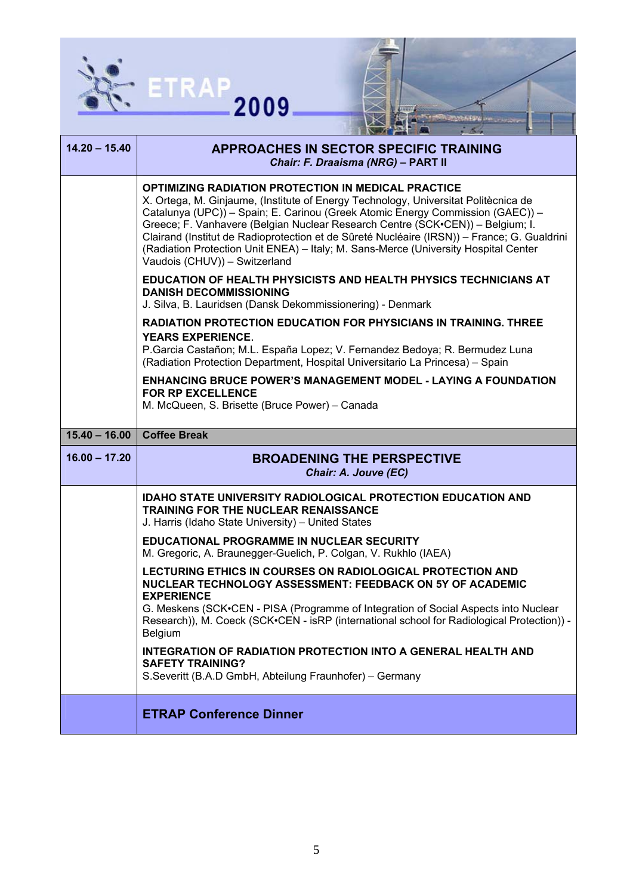| | |
|---|---|
| **14.20 – 15.40** | **APPROACHES IN SECTOR SPECIFIC TRAINING**<br>***Chair: F. Draaisma (NRG)* – PART II** |
| | **OPTIMIZING RADIATION PROTECTION IN MEDICAL PRACTICE**<br>X. Ortega, M. Ginjaume, (Institute of Energy Technology, Universitat Politècnica de Catalunya (UPC)) – Spain; E. Carinou (Greek Atomic Energy Commission (GAEC)) – Greece; F. Vanhavere (Belgian Nuclear Research Centre (SCK•CEN)) – Belgium; I. Clairand (Institut de Radioprotection et de Sûreté Nucléaire (IRSN)) – France; G. Gualdrini (Radiation Protection Unit ENEA) – Italy; M. Sans-Merce (University Hospital Center Vaudois (CHUV)) – Switzerland<br><br>**EDUCATION OF HEALTH PHYSICISTS AND HEALTH PHYSICS TECHNICIANS AT DANISH DECOMMISSIONING**<br>J. Silva, B. Lauridsen (Dansk Dekommissionering) - Denmark<br><br>**RADIATION PROTECTION EDUCATION FOR PHYSICIANS IN TRAINING. THREE YEARS EXPERIENCE.**<br>P.Garcia Castañon; M.L. España Lopez; V. Fernandez Bedoya; R. Bermudez Luna (Radiation Protection Department, Hospital Universitario La Princesa) – Spain<br><br>**ENHANCING BRUCE POWER'S MANAGEMENT MODEL - LAYING A FOUNDATION FOR RP EXCELLENCE**<br>M. McQueen, S. Brisette (Bruce Power) – Canada |
| **15.40 – 16.00** | **Coffee Break** |
| **16.00 – 17.20** | **BROADENING THE PERSPECTIVE**<br>***Chair: A. Jouve (EC)*** |
| | **IDAHO STATE UNIVERSITY RADIOLOGICAL PROTECTION EDUCATION AND TRAINING FOR THE NUCLEAR RENAISSANCE**<br>J. Harris (Idaho State University) – United States<br><br>**EDUCATIONAL PROGRAMME IN NUCLEAR SECURITY**<br>M. Gregoric, A. Braunegger-Guelich, P. Colgan, V. Rukhlo (IAEA)<br><br>**LECTURING ETHICS IN COURSES ON RADIOLOGICAL PROTECTION AND NUCLEAR TECHNOLOGY ASSESSMENT: FEEDBACK ON 5Y OF ACADEMIC EXPERIENCE**<br>G. Meskens (SCK•CEN - PISA (Programme of Integration of Social Aspects into Nuclear Research)), M. Coeck (SCK•CEN - isRP (international school for Radiological Protection)) - Belgium<br><br>**INTEGRATION OF RADIATION PROTECTION INTO A GENERAL HEALTH AND SAFETY TRAINING?**<br>S.Severitt (B.A.D GmbH, Abteilung Fraunhofer) – Germany |
| | **ETRAP Conference Dinner** |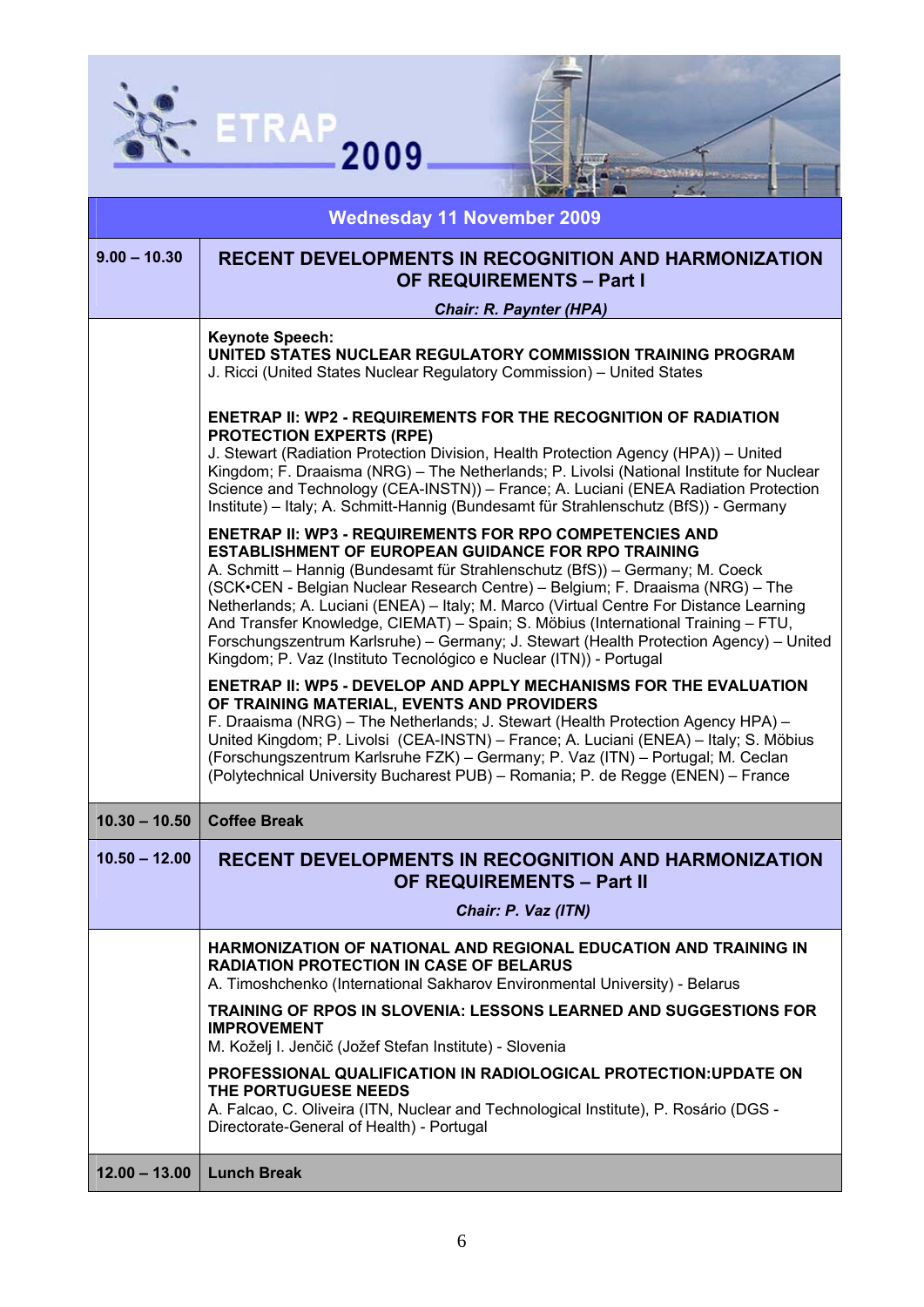ETRAP 2009

| Wednesday 11 November 2009 | |
|---|---|
| **9.00 – 10.30** | **RECENT DEVELOPMENTS IN RECOGNITION AND HARMONIZATION OF REQUIREMENTS – Part I**<br>***Chair: R. Paynter (HPA)*** |
| | **Keynote Speech:**<br>**UNITED STATES NUCLEAR REGULATORY COMMISSION TRAINING PROGRAM**<br>J. Ricci (United States Nuclear Regulatory Commission) – United States<br><br>**ENETRAP II: WP2 - REQUIREMENTS FOR THE RECOGNITION OF RADIATION PROTECTION EXPERTS (RPE)**<br>J. Stewart (Radiation Protection Division, Health Protection Agency (HPA)) – United Kingdom; F. Draaisma (NRG) – The Netherlands; P. Livolsi (National Institute for Nuclear Science and Technology (CEA-INSTN)) – France; A. Luciani (ENEA Radiation Protection Institute) – Italy; A. Schmitt-Hannig (Bundesamt für Strahlenschutz (BfS)) - Germany<br><br>**ENETRAP II: WP3 - REQUIREMENTS FOR RPO COMPETENCIES AND ESTABLISHMENT OF EUROPEAN GUIDANCE FOR RPO TRAINING**<br>A. Schmitt – Hannig (Bundesamt für Strahlenschutz (BfS)) – Germany; M. Coeck (SCK•CEN - Belgian Nuclear Research Centre) – Belgium; F. Draaisma (NRG) – The Netherlands; A. Luciani (ENEA) – Italy; M. Marco (Virtual Centre For Distance Learning And Transfer Knowledge, CIEMAT) – Spain; S. Möbius (International Training – FTU, Forschungszentrum Karlsruhe) – Germany; J. Stewart (Health Protection Agency) – United Kingdom; P. Vaz (Instituto Tecnológico e Nuclear (ITN)) - Portugal<br><br>**ENETRAP II: WP5 - DEVELOP AND APPLY MECHANISMS FOR THE EVALUATION OF TRAINING MATERIAL, EVENTS AND PROVIDERS**<br>F. Draaisma (NRG) – The Netherlands; J. Stewart (Health Protection Agency HPA) – United Kingdom; P. Livolsi (CEA-INSTN) – France; A. Luciani (ENEA) – Italy; S. Möbius (Forschungszentrum Karlsruhe FZK) – Germany; P. Vaz (ITN) – Portugal; M. Ceclan (Polytechnical University Bucharest PUB) – Romania; P. de Regge (ENEN) – France |
| **10.30 – 10.50** | **Coffee Break** |
| **10.50 – 12.00** | **RECENT DEVELOPMENTS IN RECOGNITION AND HARMONIZATION OF REQUIREMENTS – Part II**<br>***Chair: P. Vaz (ITN)*** |
| | **HARMONIZATION OF NATIONAL AND REGIONAL EDUCATION AND TRAINING IN RADIATION PROTECTION IN CASE OF BELARUS**<br>A. Timoshchenko (International Sakharov Environmental University) - Belarus<br><br>**TRAINING OF RPOS IN SLOVENIA: LESSONS LEARNED AND SUGGESTIONS FOR IMPROVEMENT**<br>M. Koželj I. Jenčič (Jožef Stefan Institute) - Slovenia<br><br>**PROFESSIONAL QUALIFICATION IN RADIOLOGICAL PROTECTION:UPDATE ON THE PORTUGUESE NEEDS**<br>A. Falcao, C. Oliveira (ITN, Nuclear and Technological Institute), P. Rosário (DGS - Directorate-General of Health) - Portugal |
| **12.00 – 13.00** | **Lunch Break** |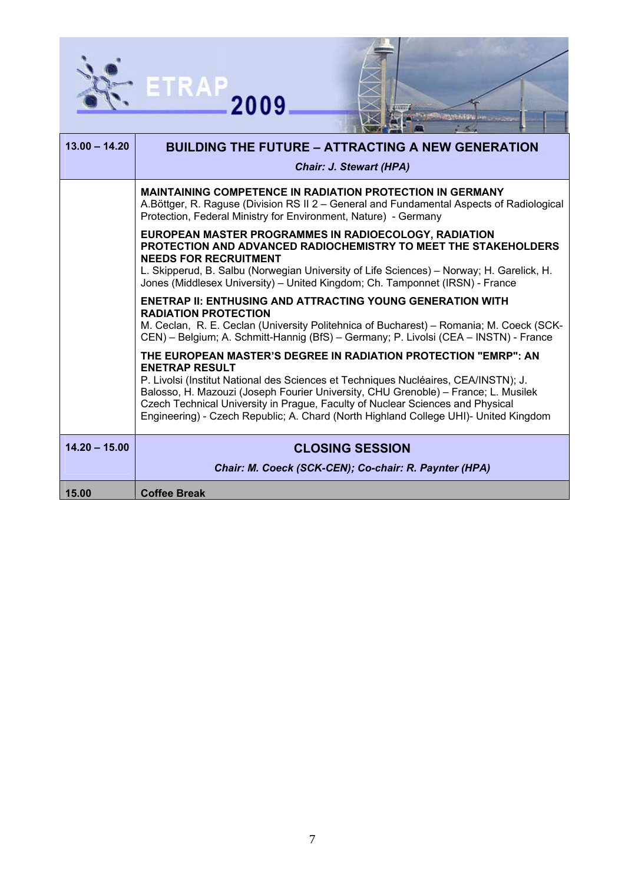| | |
|---|---|
| **13.00 – 14.20** | **BUILDING THE FUTURE – ATTRACTING A NEW GENERATION**<br>***Chair: J. Stewart (HPA)*** |
| | **MAINTAINING COMPETENCE IN RADIATION PROTECTION IN GERMANY**<br>A.Böttger, R. Raguse (Division RS II 2 – General and Fundamental Aspects of Radiological Protection, Federal Ministry for Environment, Nature) - Germany<br><br>**EUROPEAN MASTER PROGRAMMES IN RADIOECOLOGY, RADIATION PROTECTION AND ADVANCED RADIOCHEMISTRY TO MEET THE STAKEHOLDERS NEEDS FOR RECRUITMENT**<br>L. Skipperud, B. Salbu (Norwegian University of Life Sciences) – Norway; H. Garelick, H. Jones (Middlesex University) – United Kingdom; Ch. Tamponnet (IRSN) - France<br><br>**ENETRAP II: ENTHUSING AND ATTRACTING YOUNG GENERATION WITH RADIATION PROTECTION**<br>M. Ceclan, R. E. Ceclan (University Politehnica of Bucharest) – Romania; M. Coeck (SCK-CEN) – Belgium; A. Schmitt-Hannig (BfS) – Germany; P. Livolsi (CEA – INSTN) - France<br><br>**THE EUROPEAN MASTER'S DEGREE IN RADIATION PROTECTION "EMRP": AN ENETRAP RESULT**<br>P. Livolsi (Institut National des Sciences et Techniques Nucléaires, CEA/INSTN); J. Balosso, H. Mazouzi (Joseph Fourier University, CHU Grenoble) – France; L. Musilek Czech Technical University in Prague, Faculty of Nuclear Sciences and Physical Engineering) - Czech Republic; A. Chard (North Highland College UHI)- United Kingdom |
| **14.20 – 15.00** | **CLOSING SESSION**<br>***Chair: M. Coeck (SCK-CEN); Co-chair: R. Paynter (HPA)*** |
| **15.00** | **Coffee Break** |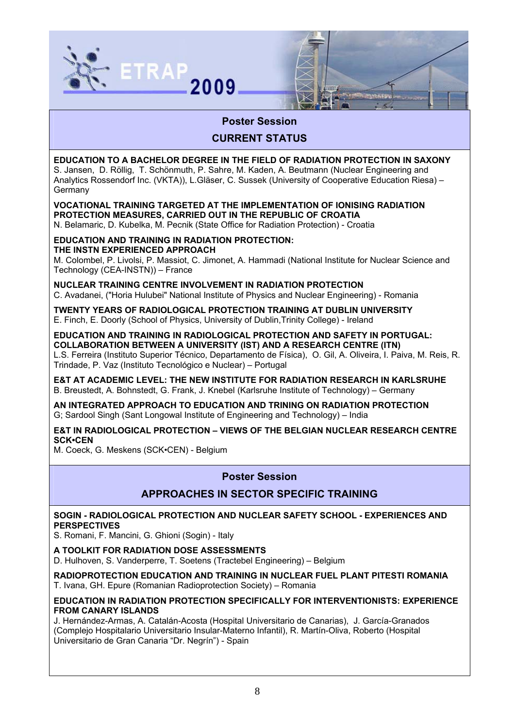## Poster Session

### CURRENT STATUS

**EDUCATION TO A BACHELOR DEGREE IN THE FIELD OF RADIATION PROTECTION IN SAXONY**
S. Jansen, D. Röllig, T. Schönmuth, P. Sahre, M. Kaden, A. Beutmann (Nuclear Engineering and Analytics Rossendorf Inc. (VKTA)), L.Gläser, C. Sussek (University of Cooperative Education Riesa) – Germany

**VOCATIONAL TRAINING TARGETED AT THE IMPLEMENTATION OF IONISING RADIATION PROTECTION MEASURES, CARRIED OUT IN THE REPUBLIC OF CROATIA**
N. Belamaric, D. Kubelka, M. Pecnik (State Office for Radiation Protection) - Croatia

**EDUCATION AND TRAINING IN RADIATION PROTECTION: THE INSTN EXPERIENCED APPROACH**
M. Colombel, P. Livolsi, P. Massiot, C. Jimonet, A. Hammadi (National Institute for Nuclear Science and Technology (CEA-INSTN)) – France

**NUCLEAR TRAINING CENTRE INVOLVEMENT IN RADIATION PROTECTION**
C. Avadanei, ("Horia Hulubei" National Institute of Physics and Nuclear Engineering) - Romania

**TWENTY YEARS OF RADIOLOGICAL PROTECTION TRAINING AT DUBLIN UNIVERSITY**
E. Finch, E. Doorly (School of Physics, University of Dublin,Trinity College) - Ireland

**EDUCATION AND TRAINING IN RADIOLOGICAL PROTECTION AND SAFETY IN PORTUGAL: COLLABORATION BETWEEN A UNIVERSITY (IST) AND A RESEARCH CENTRE (ITN)**
L.S. Ferreira (Instituto Superior Técnico, Departamento de Física), O. Gil, A. Oliveira, I. Paiva, M. Reis, R. Trindade, P. Vaz (Instituto Tecnológico e Nuclear) – Portugal

**E&T AT ACADEMIC LEVEL: THE NEW INSTITUTE FOR RADIATION RESEARCH IN KARLSRUHE**
B. Breustedt, A. Bohnstedt, G. Frank, J. Knebel (Karlsruhe Institute of Technology) – Germany

**AN INTEGRATED APPROACH TO EDUCATION AND TRINING ON RADIATION PROTECTION**
G; Sardool Singh (Sant Longowal Institute of Engineering and Technology) – India

**E&T IN RADIOLOGICAL PROTECTION – VIEWS OF THE BELGIAN NUCLEAR RESEARCH CENTRE SCK•CEN**
M. Coeck, G. Meskens (SCK•CEN) - Belgium

## Poster Session

### APPROACHES IN SECTOR SPECIFIC TRAINING

**SOGIN - RADIOLOGICAL PROTECTION AND NUCLEAR SAFETY SCHOOL - EXPERIENCES AND PERSPECTIVES**
S. Romani, F. Mancini, G. Ghioni (Sogin) - Italy

**A TOOLKIT FOR RADIATION DOSE ASSESSMENTS**
D. Hulhoven, S. Vanderperre, T. Soetens (Tractebel Engineering) – Belgium

**RADIOPROTECTION EDUCATION AND TRAINING IN NUCLEAR FUEL PLANT PITESTI ROMANIA**
T. Ivana, GH. Epure (Romanian Radioprotection Society) – Romania

**EDUCATION IN RADIATION PROTECTION SPECIFICALLY FOR INTERVENTIONISTS: EXPERIENCE FROM CANARY ISLANDS**
J. Hernández-Armas, A. Catalán-Acosta (Hospital Universitario de Canarias), J. García-Granados (Complejo Hospitalario Universitario Insular-Materno Infantil), R. Martín-Oliva, Roberto (Hospital Universitario de Gran Canaria "Dr. Negrín") - Spain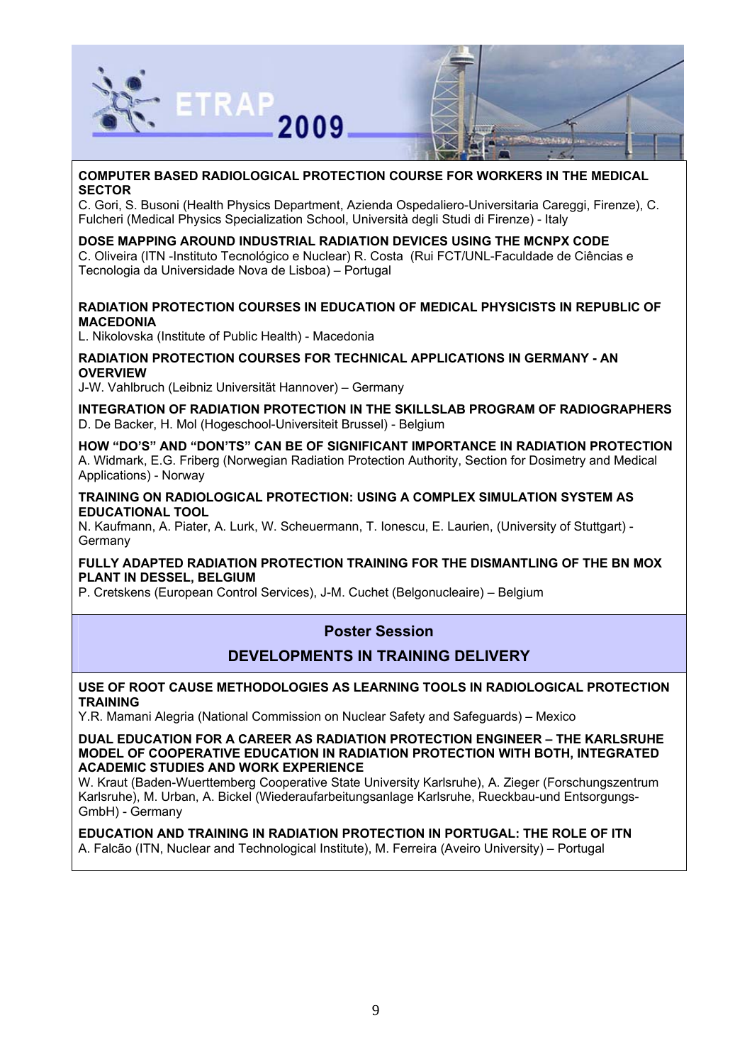**COMPUTER BASED RADIOLOGICAL PROTECTION COURSE FOR WORKERS IN THE MEDICAL SECTOR**
C. Gori, S. Busoni (Health Physics Department, Azienda Ospedaliero-Universitaria Careggi, Firenze), C. Fulcheri (Medical Physics Specialization School, Università degli Studi di Firenze) - Italy

**DOSE MAPPING AROUND INDUSTRIAL RADIATION DEVICES USING THE MCNPX CODE**
C. Oliveira (ITN -Instituto Tecnológico e Nuclear) R. Costa (Rui FCT/UNL-Faculdade de Ciências e Tecnologia da Universidade Nova de Lisboa) – Portugal

**RADIATION PROTECTION COURSES IN EDUCATION OF MEDICAL PHYSICISTS IN REPUBLIC OF MACEDONIA**
L. Nikolovska (Institute of Public Health) - Macedonia

**RADIATION PROTECTION COURSES FOR TECHNICAL APPLICATIONS IN GERMANY - AN OVERVIEW**
J-W. Vahlbruch (Leibniz Universität Hannover) – Germany

**INTEGRATION OF RADIATION PROTECTION IN THE SKILLSLAB PROGRAM OF RADIOGRAPHERS**
D. De Backer, H. Mol (Hogeschool-Universiteit Brussel) - Belgium

**HOW "DO'S" AND "DON'TS" CAN BE OF SIGNIFICANT IMPORTANCE IN RADIATION PROTECTION**
A. Widmark, E.G. Friberg (Norwegian Radiation Protection Authority, Section for Dosimetry and Medical Applications) - Norway

**TRAINING ON RADIOLOGICAL PROTECTION: USING A COMPLEX SIMULATION SYSTEM AS EDUCATIONAL TOOL**
N. Kaufmann, A. Piater, A. Lurk, W. Scheuermann, T. Ionescu, E. Laurien, (University of Stuttgart) - Germany

**FULLY ADAPTED RADIATION PROTECTION TRAINING FOR THE DISMANTLING OF THE BN MOX PLANT IN DESSEL, BELGIUM**
P. Cretskens (European Control Services), J-M. Cuchet (Belgonucleaire) – Belgium

## Poster Session

## DEVELOPMENTS IN TRAINING DELIVERY

**USE OF ROOT CAUSE METHODOLOGIES AS LEARNING TOOLS IN RADIOLOGICAL PROTECTION TRAINING**
Y.R. Mamani Alegria (National Commission on Nuclear Safety and Safeguards) – Mexico

**DUAL EDUCATION FOR A CAREER AS RADIATION PROTECTION ENGINEER – THE KARLSRUHE MODEL OF COOPERATIVE EDUCATION IN RADIATION PROTECTION WITH BOTH, INTEGRATED ACADEMIC STUDIES AND WORK EXPERIENCE**
W. Kraut (Baden-Wuerttemberg Cooperative State University Karlsruhe), A. Zieger (Forschungszentrum Karlsruhe), M. Urban, A. Bickel (Wiederaufarbeitungsanlage Karlsruhe, Rueckbau-und Entsorgungs-GmbH) - Germany

**EDUCATION AND TRAINING IN RADIATION PROTECTION IN PORTUGAL: THE ROLE OF ITN**
A. Falcão (ITN, Nuclear and Technological Institute), M. Ferreira (Aveiro University) – Portugal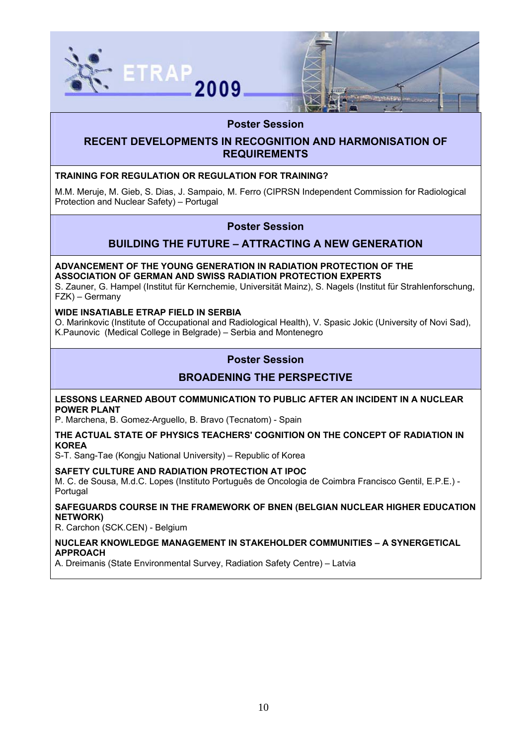## Poster Session

## RECENT DEVELOPMENTS IN RECOGNITION AND HARMONISATION OF REQUIREMENTS

**TRAINING FOR REGULATION OR REGULATION FOR TRAINING?**

M.M. Meruje, M. Gieb, S. Dias, J. Sampaio, M. Ferro (CIPRSN Independent Commission for Radiological Protection and Nuclear Safety) – Portugal

## Poster Session

## BUILDING THE FUTURE – ATTRACTING A NEW GENERATION

**ADVANCEMENT OF THE YOUNG GENERATION IN RADIATION PROTECTION OF THE ASSOCIATION OF GERMAN AND SWISS RADIATION PROTECTION EXPERTS**

S. Zauner, G. Hampel (Institut für Kernchemie, Universität Mainz), S. Nagels (Institut für Strahlenforschung, FZK) – Germany

**WIDE INSATIABLE ETRAP FIELD IN SERBIA**

O. Marinkovic (Institute of Occupational and Radiological Health), V. Spasic Jokic (University of Novi Sad), K.Paunovic (Medical College in Belgrade) – Serbia and Montenegro

## Poster Session

## BROADENING THE PERSPECTIVE

**LESSONS LEARNED ABOUT COMMUNICATION TO PUBLIC AFTER AN INCIDENT IN A NUCLEAR POWER PLANT**

P. Marchena, B. Gomez-Arguello, B. Bravo (Tecnatom) - Spain

**THE ACTUAL STATE OF PHYSICS TEACHERS' COGNITION ON THE CONCEPT OF RADIATION IN KOREA**

S-T. Sang-Tae (Kongju National University) – Republic of Korea

**SAFETY CULTURE AND RADIATION PROTECTION AT IPOC**

M. C. de Sousa, M.d.C. Lopes (Instituto Português de Oncologia de Coimbra Francisco Gentil, E.P.E.) - Portugal

**SAFEGUARDS COURSE IN THE FRAMEWORK OF BNEN (BELGIAN NUCLEAR HIGHER EDUCATION NETWORK)**

R. Carchon (SCK.CEN) - Belgium

**NUCLEAR KNOWLEDGE MANAGEMENT IN STAKEHOLDER COMMUNITIES – A SYNERGETICAL APPROACH**

A. Dreimanis (State Environmental Survey, Radiation Safety Centre) – Latvia